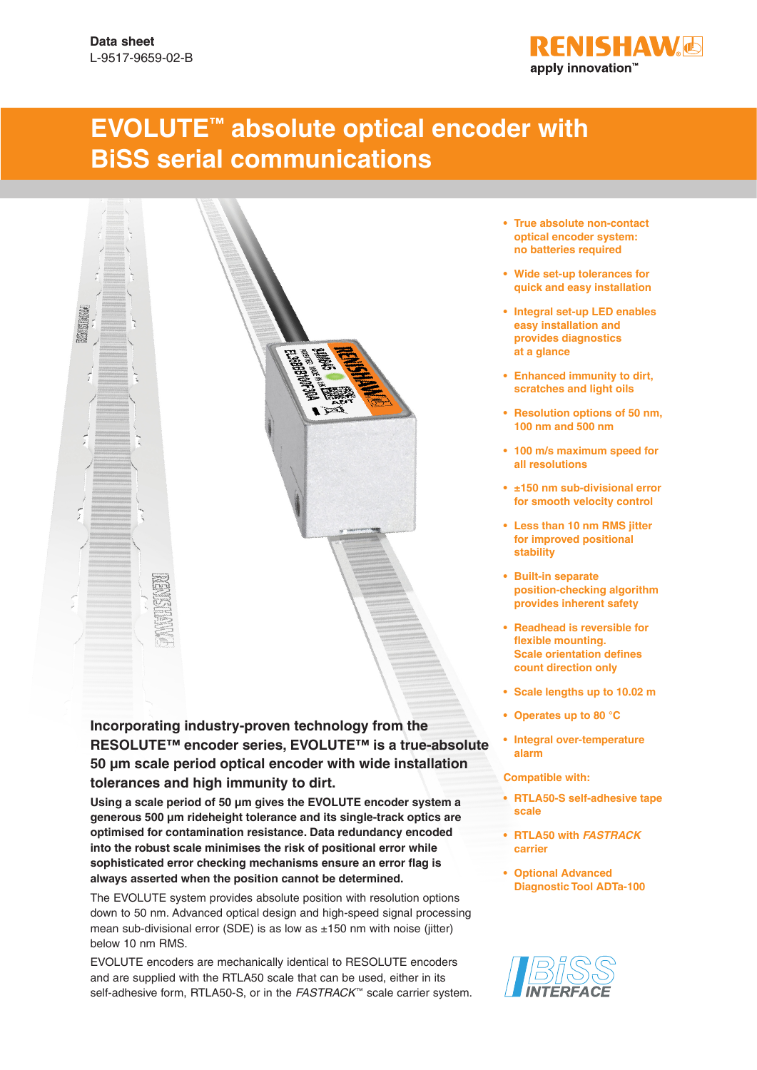Data sheet
L-9517-9659-02-B

# EVOLUTE™ absolute optical encoder with BiSS serial communications

**Incorporating industry-proven technology from the RESOLUTE™ encoder series, EVOLUTE™ is a true-absolute 50 µm scale period optical encoder with wide installation tolerances and high immunity to dirt.**

**Using a scale period of 50 µm gives the EVOLUTE encoder system a generous 500 µm rideheight tolerance and its single-track optics are optimised for contamination resistance. Data redundancy encoded into the robust scale minimises the risk of positional error while sophisticated error checking mechanisms ensure an error flag is always asserted when the position cannot be determined.**

The EVOLUTE system provides absolute position with resolution options down to 50 nm. Advanced optical design and high-speed signal processing mean sub-divisional error (SDE) is as low as ±150 nm with noise (jitter) below 10 nm RMS.

EVOLUTE encoders are mechanically identical to RESOLUTE encoders and are supplied with the RTLA50 scale that can be used, either in its self-adhesive form, RTLA50-S, or in the *FASTRACK*™ scale carrier system.

- **True absolute non-contact optical encoder system: no batteries required**
- **Wide set-up tolerances for quick and easy installation**
- **Integral set-up LED enables easy installation and provides diagnostics at a glance**
- **Enhanced immunity to dirt, scratches and light oils**
- **Resolution options of 50 nm, 100 nm and 500 nm**
- **100 m/s maximum speed for all resolutions**
- **±150 nm sub-divisional error for smooth velocity control**
- **Less than 10 nm RMS jitter for improved positional stability**
- **Built-in separate position-checking algorithm provides inherent safety**
- **Readhead is reversible for flexible mounting. Scale orientation defines count direction only**
- **Scale lengths up to 10.02 m**
- **Operates up to 80 °C**
- **Integral over-temperature alarm**

**Compatible with:**

- **RTLA50-S self-adhesive tape scale**
- **RTLA50 with *FASTRACK* carrier**
- **Optional Advanced Diagnostic Tool ADTa-100**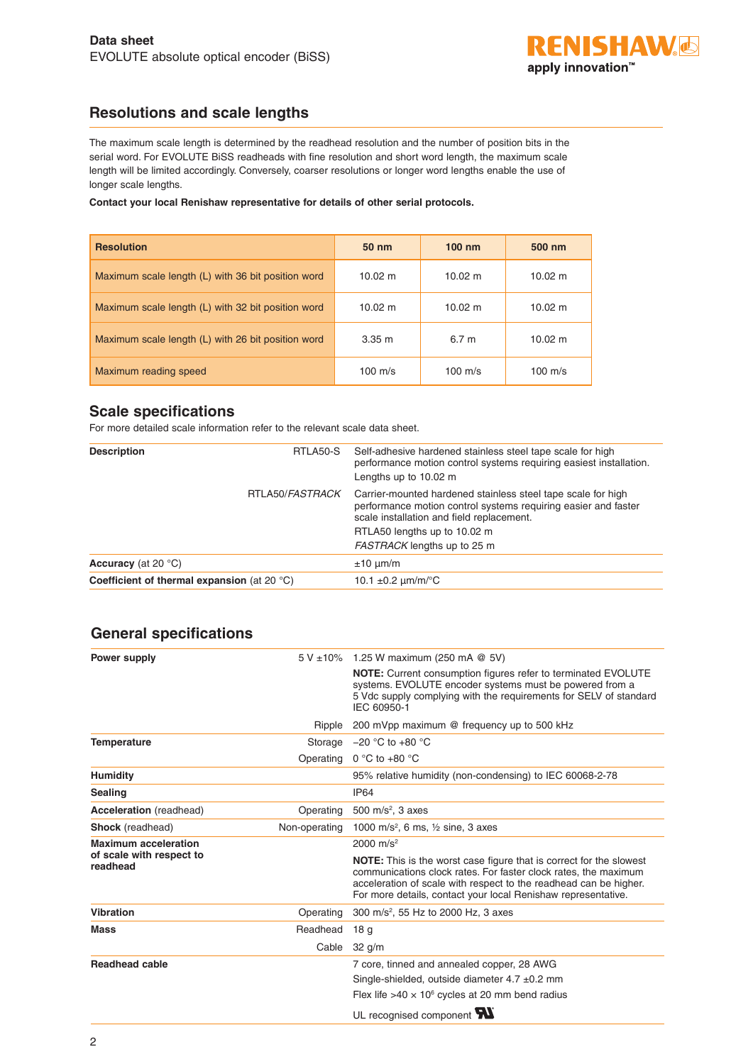## Resolutions and scale lengths

The maximum scale length is determined by the readhead resolution and the number of position bits in the serial word. For EVOLUTE BiSS readheads with fine resolution and short word length, the maximum scale length will be limited accordingly. Conversely, coarser resolutions or longer word lengths enable the use of longer scale lengths.

**Contact your local Renishaw representative for details of other serial protocols.**

| Resolution | 50 nm | 100 nm | 500 nm |
|---|---|---|---|
| Maximum scale length (L) with 36 bit position word | 10.02 m | 10.02 m | 10.02 m |
| Maximum scale length (L) with 32 bit position word | 10.02 m | 10.02 m | 10.02 m |
| Maximum scale length (L) with 26 bit position word | 3.35 m | 6.7 m | 10.02 m |
| Maximum reading speed | 100 m/s | 100 m/s | 100 m/s |

## Scale specifications

For more detailed scale information refer to the relevant scale data sheet.

| | | |
|---|---|---|
| **Description** | RTLA50-S | Self-adhesive hardened stainless steel tape scale for high performance motion control systems requiring easiest installation. Lengths up to 10.02 m |
| | RTLA50/*FASTRACK* | Carrier-mounted hardened stainless steel tape scale for high performance motion control systems requiring easier and faster scale installation and field replacement. RTLA50 lengths up to 10.02 m. *FASTRACK* lengths up to 25 m |
| **Accuracy** (at 20 °C) | | ±10 µm/m |
| **Coefficient of thermal expansion** (at 20 °C) | | 10.1 ±0.2 µm/m/°C |

## General specifications

| | | |
|---|---|---|
| **Power supply** | 5 V ±10% | 1.25 W maximum (250 mA @ 5V) |
| | | **NOTE:** Current consumption figures refer to terminated EVOLUTE systems. EVOLUTE encoder systems must be powered from a 5 Vdc supply complying with the requirements for SELV of standard IEC 60950-1 |
| | Ripple | 200 mVpp maximum @ frequency up to 500 kHz |
| **Temperature** | Storage | −20 °C to +80 °C |
| | Operating | 0 °C to +80 °C |
| **Humidity** | | 95% relative humidity (non-condensing) to IEC 60068-2-78 |
| **Sealing** | | IP64 |
| **Acceleration** (readhead) | Operating | 500 m/s², 3 axes |
| **Shock** (readhead) | Non-operating | 1000 m/s², 6 ms, ½ sine, 3 axes |
| **Maximum acceleration of scale with respect to readhead** | | 2000 m/s² |
| | | **NOTE:** This is the worst case figure that is correct for the slowest communications clock rates. For faster clock rates, the maximum acceleration of scale with respect to the readhead can be higher. For more details, contact your local Renishaw representative. |
| **Vibration** | Operating | 300 m/s², 55 Hz to 2000 Hz, 3 axes |
| **Mass** | Readhead | 18 g |
| | Cable | 32 g/m |
| **Readhead cable** | | 7 core, tinned and annealed copper, 28 AWG |
| | | Single-shielded, outside diameter 4.7 ±0.2 mm |
| | | Flex life >40 × $10^6$ cycles at 20 mm bend radius |
| | | UL recognised component |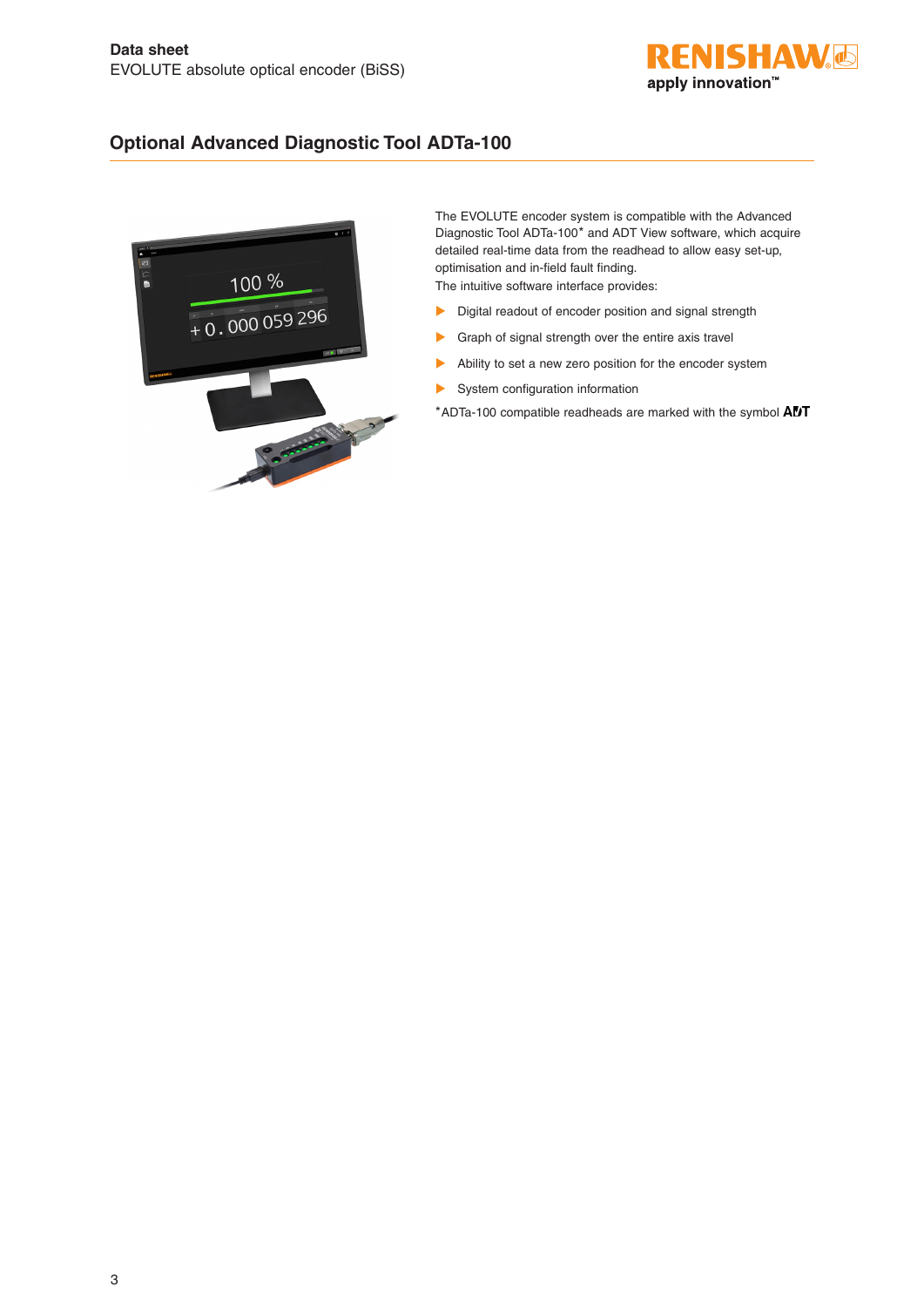## Optional Advanced Diagnostic Tool ADTa-100

The EVOLUTE encoder system is compatible with the Advanced Diagnostic Tool ADTa-100* and ADT View software, which acquire detailed real-time data from the readhead to allow easy set-up, optimisation and in-field fault finding.

The intuitive software interface provides:

- Digital readout of encoder position and signal strength
- Graph of signal strength over the entire axis travel
- Ability to set a new zero position for the encoder system
- System configuration information

*ADTa-100 compatible readheads are marked with the symbol **ADT**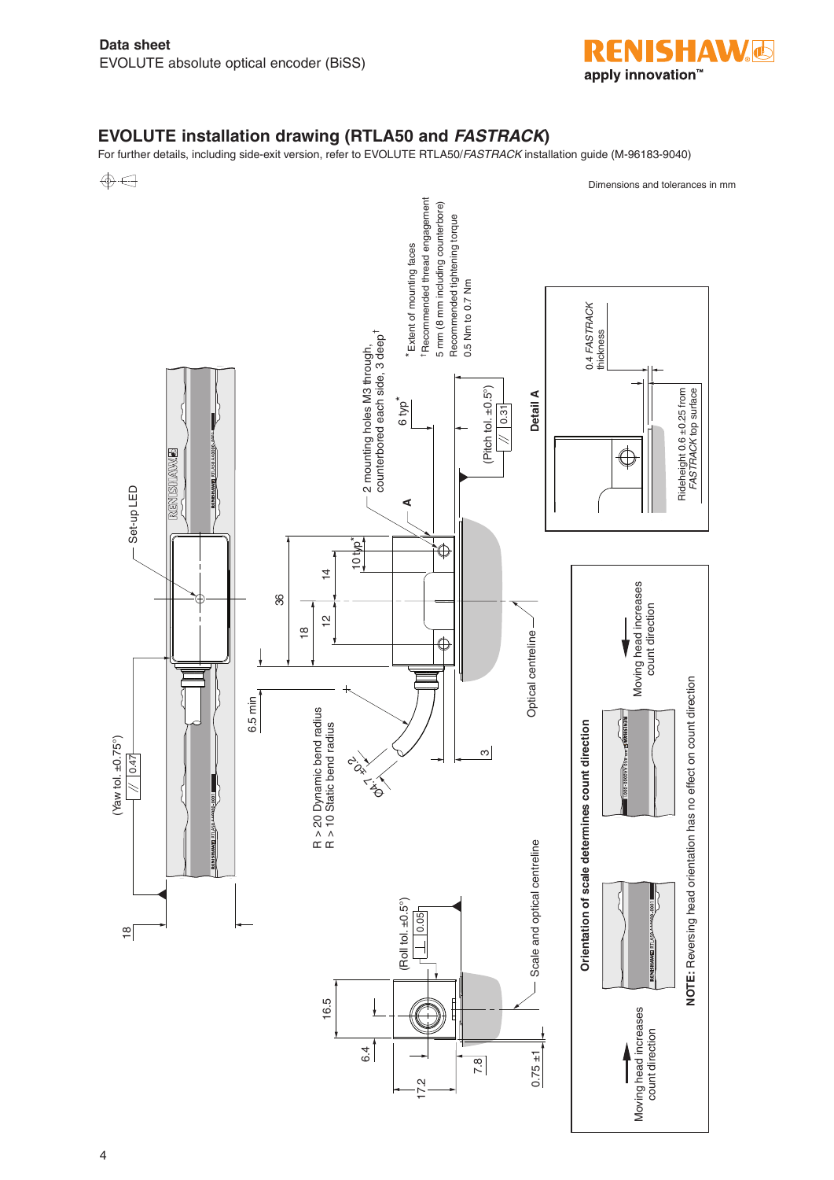## EVOLUTE installation drawing (RTLA50 and *FASTRACK*)

For further details, including side-exit version, refer to EVOLUTE RTLA50/*FASTRACK* installation guide (M-96183-9040)

Dimensions and tolerances in mm

Set-up LED

(Yaw tol. ±0.75°) // 0.47

18

6.5 min

R > 20 Dynamic bend radius
R > 10 Static bend radius

Ø4.7 ±0.2

36

18

12

14

10 typ*

2 mounting holes M3 through, counterbored each side, 3 deep†

A

6 typ*

\* Extent of mounting faces
† Recommended thread engagement 5 mm (8 mm including counterbore)
Recommended tightening torque 0.5 Nm to 0.7 Nm

(Pitch tol. ±0.5°) // 0.31

3

Optical centreline

**Detail A**

0.4 *FASTRACK* thickness

Rideheight 0.6 ±0.25 from *FASTRACK* top surface

(Roll tol. ±0.5°) ⊥ 0.05

16.5

6.4

17.2

7.8

0.75 ±1

Scale and optical centreline

**Orientation of scale determines count direction**

Moving head increases count direction

Moving head increases count direction

**NOTE:** Reversing head orientation has no effect on count direction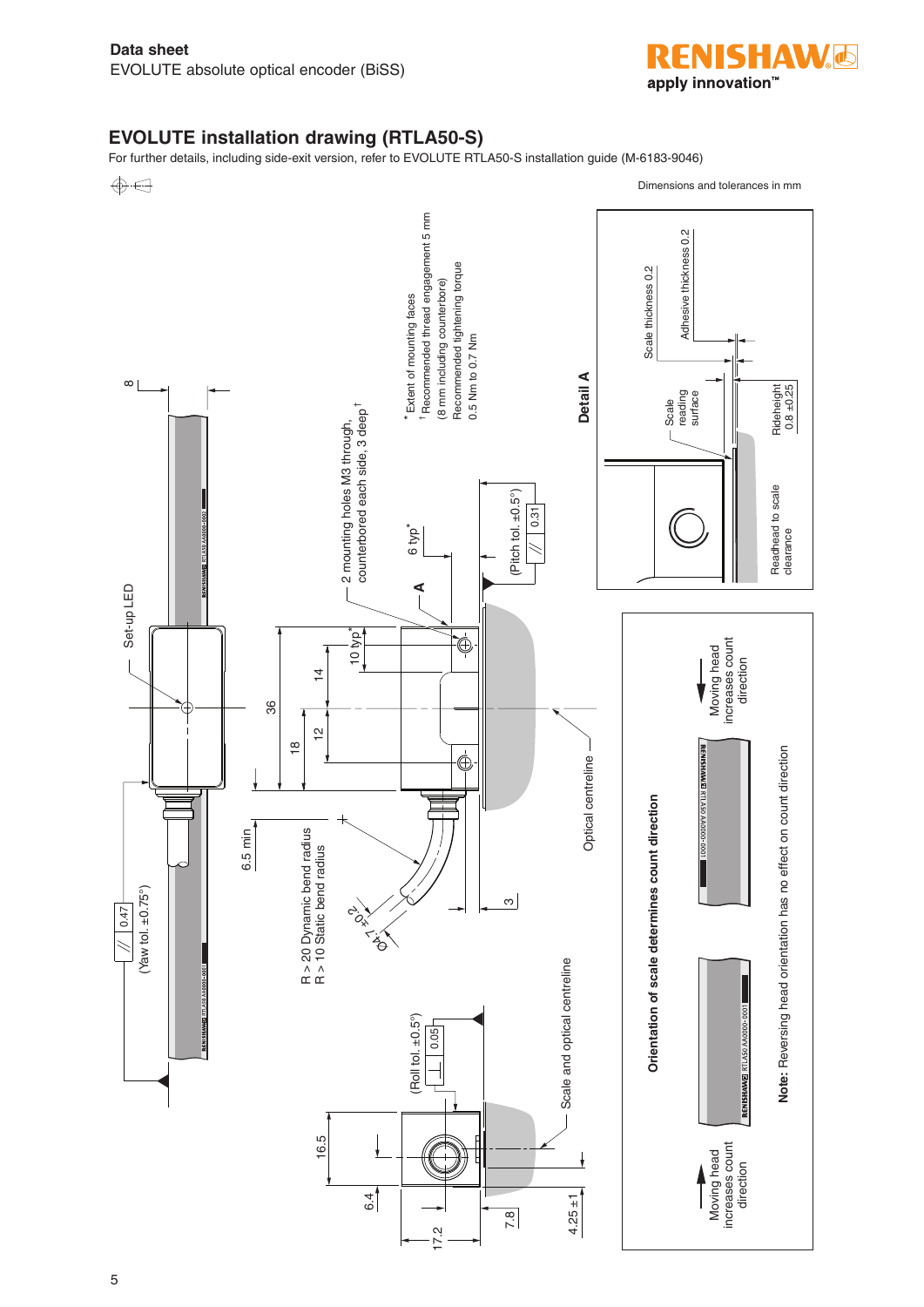## EVOLUTE installation drawing (RTLA50-S)

For further details, including side-exit version, refer to EVOLUTE RTLA50-S installation guide (M-6183-9046)

Dimensions and tolerances in mm

Set-up LED

2 mounting holes M3 through, counterbored each side, 3 deep †

\* Extent of mounting faces

† Recommended thread engagement 5 mm (8 mm including counterbore)

Recommended tightening torque 0.5 Nm to 0.7 Nm

6 typ*

A

(Pitch tol. ±0.5°) 0.31

10 typ*

36

18

14

12

8

6.5 min

R > 20 Dynamic bend radius

R > 10 Static bend radius

Ø4.7 ±0.2

3

Optical centreline

(Yaw tol. ±0.75°) 0.47

(Roll tol. ±0.5°) 0.05

Scale and optical centreline

16.5

6.4

17.2

7.8

4.25 ±1

**Detail A**

Scale thickness 0.2

Adhesive thickness 0.2

Scale reading surface

Rideheight 0.8 ±0.25

Readhead to scale clearance

**Orientation of scale determines count direction**

Moving head increases count direction

Moving head increases count direction

**Note:** Reversing head orientation has no effect on count direction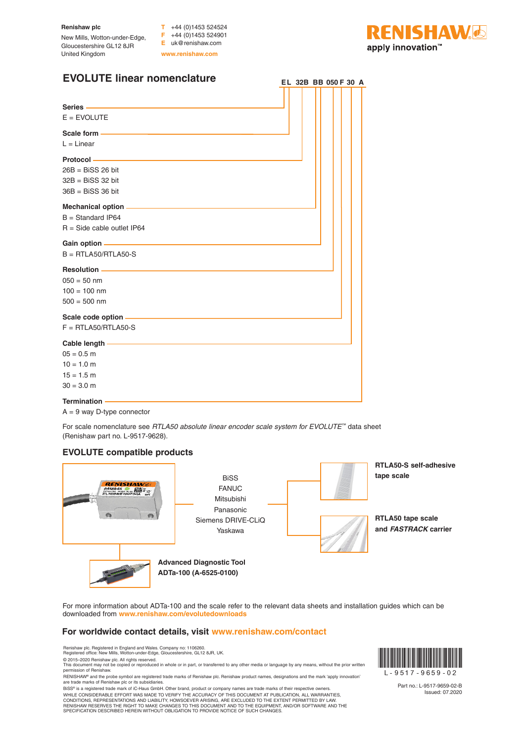**Renishaw plc**

New Mills, Wotton-under-Edge,
Gloucestershire GL12 8JR
United Kingdom

**T** +44 (0)1453 524524
**F** +44 (0)1453 524901
**E** uk@renishaw.com
**www.renishaw.com**

# EVOLUTE linear nomenclature

**E L 32B BB 050 F 30 A**

**Series**
E = EVOLUTE

**Scale form**
L = Linear

**Protocol**
26B = BiSS 26 bit
32B = BiSS 32 bit
36B = BiSS 36 bit

**Mechanical option**
B = Standard IP64
R = Side cable outlet IP64

**Gain option**
B = RTLA50/RTLA50-S

**Resolution**
050 = 50 nm
100 = 100 nm
500 = 500 nm

**Scale code option**
F = RTLA50/RTLA50-S

**Cable length**
05 = 0.5 m
10 = 1.0 m
15 = 1.5 m
30 = 3.0 m

**Termination**
A = 9 way D-type connector

For scale nomenclature see *RTLA50 absolute linear encoder scale system for EVOLUTE™* data sheet (Renishaw part no. L-9517-9628).

## EVOLUTE compatible products

BiSS
FANUC
Mitsubishi
Panasonic
Siemens DRIVE-CLiQ
Yaskawa

**RTLA50-S self-adhesive tape scale**

**RTLA50 tape scale and *FASTRACK* carrier**

**Advanced Diagnostic Tool ADTa-100 (A-6525-0100)**

For more information about ADTa-100 and the scale refer to the relevant data sheets and installation guides which can be downloaded from **www.renishaw.com/evolutedownloads**

## For worldwide contact details, visit www.renishaw.com/contact

Renishaw plc. Registered in England and Wales. Company no: 1106260.
Registered office: New Mills, Wotton-under-Edge, Gloucestershire, GL12 8JR, UK.

© 2015–2020 Renishaw plc. All rights reserved.
This document may not be copied or reproduced in whole or in part, or transferred to any other media or language by any means, without the prior written permission of Renishaw.
RENISHAW® and the probe symbol are registered trade marks of Renishaw plc. Renishaw product names, designations and the mark 'apply innovation' are trade marks of Renishaw plc or its subsidiaries.
BiSS® is a registered trade mark of iC-Haus GmbH. Other brand, product or company names are trade marks of their respective owners.
WHILE CONSIDERABLE EFFORT WAS MADE TO VERIFY THE ACCURACY OF THIS DOCUMENT AT PUBLICATION, ALL WARRANTIES, CONDITIONS, REPRESENTATIONS AND LIABILITY, HOWSOEVER ARISING, ARE EXCLUDED TO THE EXTENT PERMITTED BY LAW.
RENISHAW RESERVES THE RIGHT TO MAKE CHANGES TO THIS DOCUMENT AND TO THE EQUIPMENT, AND/OR SOFTWARE AND THE SPECIFICATION DESCRIBED HEREIN WITHOUT OBLIGATION TO PROVIDE NOTICE OF SUCH CHANGES.

L-9517-9659-02

Part no.: L-9517-9659-02-B
Issued: 07.2020